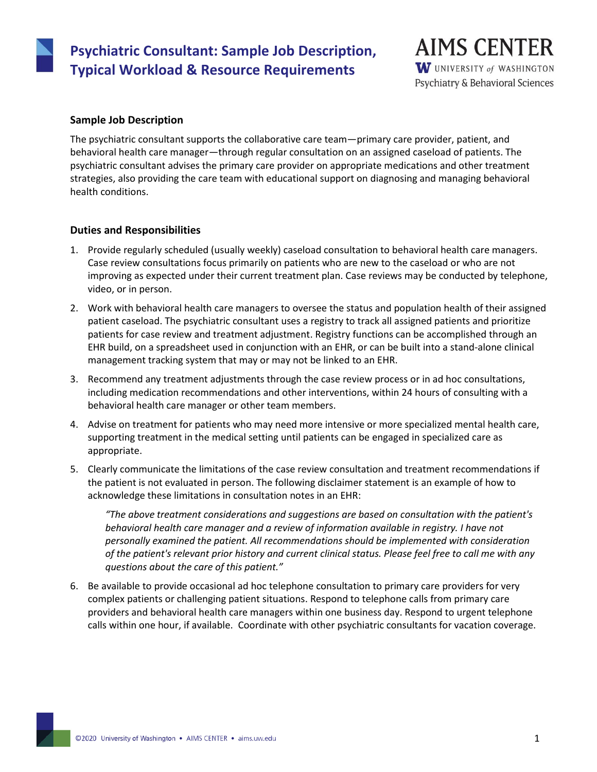# Psychiatric Consultant: Sample Job Description, Typical Workload & Resource Requirements

AIMS CENTER
UNIVERSITY of WASHINGTON
Psychiatry & Behavioral Sciences

## Sample Job Description

The psychiatric consultant supports the collaborative care team—primary care provider, patient, and behavioral health care manager—through regular consultation on an assigned caseload of patients. The psychiatric consultant advises the primary care provider on appropriate medications and other treatment strategies, also providing the care team with educational support on diagnosing and managing behavioral health conditions.

## Duties and Responsibilities

1. Provide regularly scheduled (usually weekly) caseload consultation to behavioral health care managers. Case review consultations focus primarily on patients who are new to the caseload or who are not improving as expected under their current treatment plan. Case reviews may be conducted by telephone, video, or in person.
2. Work with behavioral health care managers to oversee the status and population health of their assigned patient caseload. The psychiatric consultant uses a registry to track all assigned patients and prioritize patients for case review and treatment adjustment. Registry functions can be accomplished through an EHR build, on a spreadsheet used in conjunction with an EHR, or can be built into a stand-alone clinical management tracking system that may or may not be linked to an EHR.
3. Recommend any treatment adjustments through the case review process or in ad hoc consultations, including medication recommendations and other interventions, within 24 hours of consulting with a behavioral health care manager or other team members.
4. Advise on treatment for patients who may need more intensive or more specialized mental health care, supporting treatment in the medical setting until patients can be engaged in specialized care as appropriate.
5. Clearly communicate the limitations of the case review consultation and treatment recommendations if the patient is not evaluated in person. The following disclaimer statement is an example of how to acknowledge these limitations in consultation notes in an EHR:

   *"The above treatment considerations and suggestions are based on consultation with the patient's behavioral health care manager and a review of information available in registry. I have not personally examined the patient. All recommendations should be implemented with consideration of the patient's relevant prior history and current clinical status. Please feel free to call me with any questions about the care of this patient."*

6. Be available to provide occasional ad hoc telephone consultation to primary care providers for very complex patients or challenging patient situations. Respond to telephone calls from primary care providers and behavioral health care managers within one business day. Respond to urgent telephone calls within one hour, if available. Coordinate with other psychiatric consultants for vacation coverage.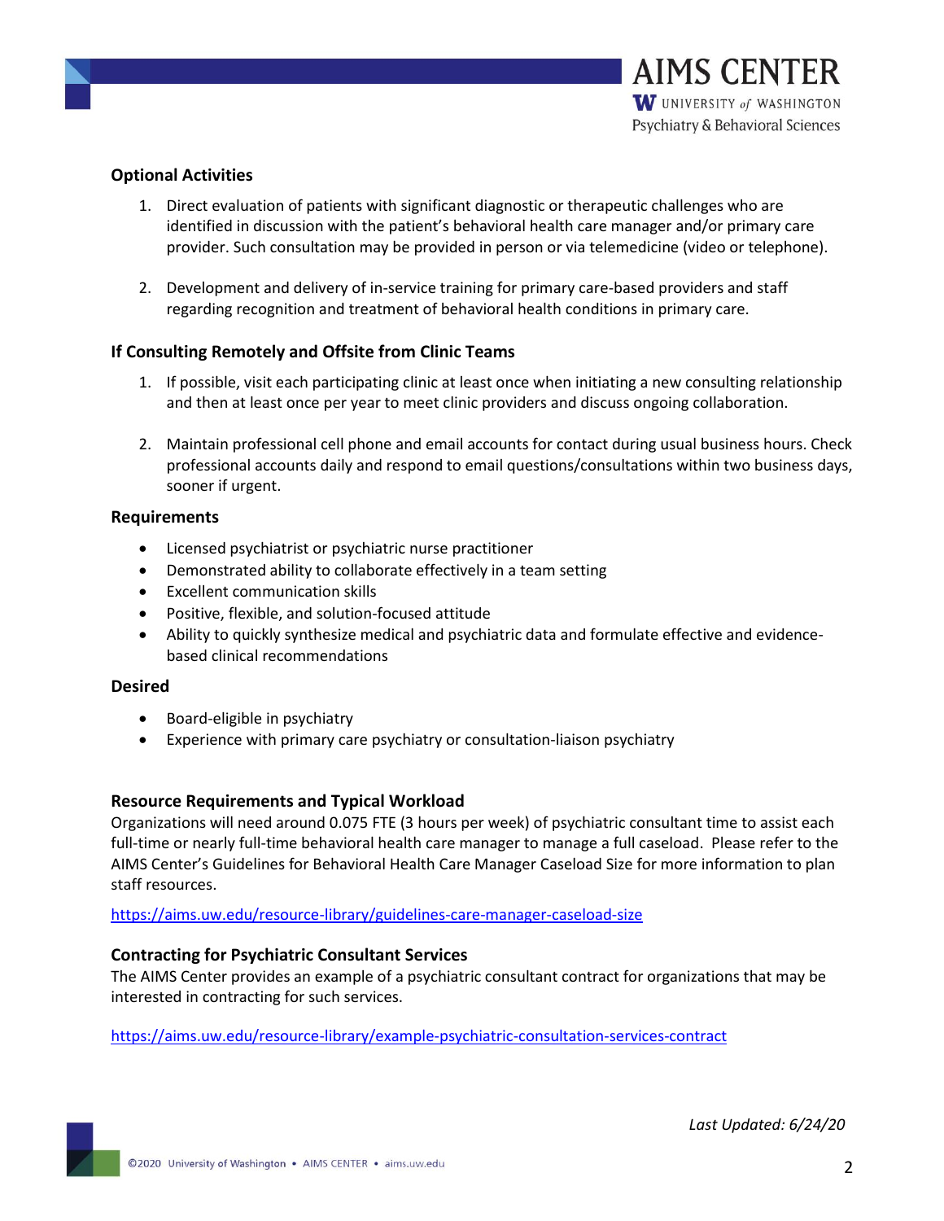### Optional Activities

1. Direct evaluation of patients with significant diagnostic or therapeutic challenges who are identified in discussion with the patient's behavioral health care manager and/or primary care provider. Such consultation may be provided in person or via telemedicine (video or telephone).

2. Development and delivery of in-service training for primary care-based providers and staff regarding recognition and treatment of behavioral health conditions in primary care.

### If Consulting Remotely and Offsite from Clinic Teams

1. If possible, visit each participating clinic at least once when initiating a new consulting relationship and then at least once per year to meet clinic providers and discuss ongoing collaboration.

2. Maintain professional cell phone and email accounts for contact during usual business hours. Check professional accounts daily and respond to email questions/consultations within two business days, sooner if urgent.

### Requirements

- Licensed psychiatrist or psychiatric nurse practitioner
- Demonstrated ability to collaborate effectively in a team setting
- Excellent communication skills
- Positive, flexible, and solution-focused attitude
- Ability to quickly synthesize medical and psychiatric data and formulate effective and evidence-based clinical recommendations

### Desired

- Board-eligible in psychiatry
- Experience with primary care psychiatry or consultation-liaison psychiatry

### Resource Requirements and Typical Workload

Organizations will need around 0.075 FTE (3 hours per week) of psychiatric consultant time to assist each full-time or nearly full-time behavioral health care manager to manage a full caseload. Please refer to the AIMS Center's Guidelines for Behavioral Health Care Manager Caseload Size for more information to plan staff resources.

https://aims.uw.edu/resource-library/guidelines-care-manager-caseload-size

### Contracting for Psychiatric Consultant Services

The AIMS Center provides an example of a psychiatric consultant contract for organizations that may be interested in contracting for such services.

https://aims.uw.edu/resource-library/example-psychiatric-consultation-services-contract

*Last Updated: 6/24/20*